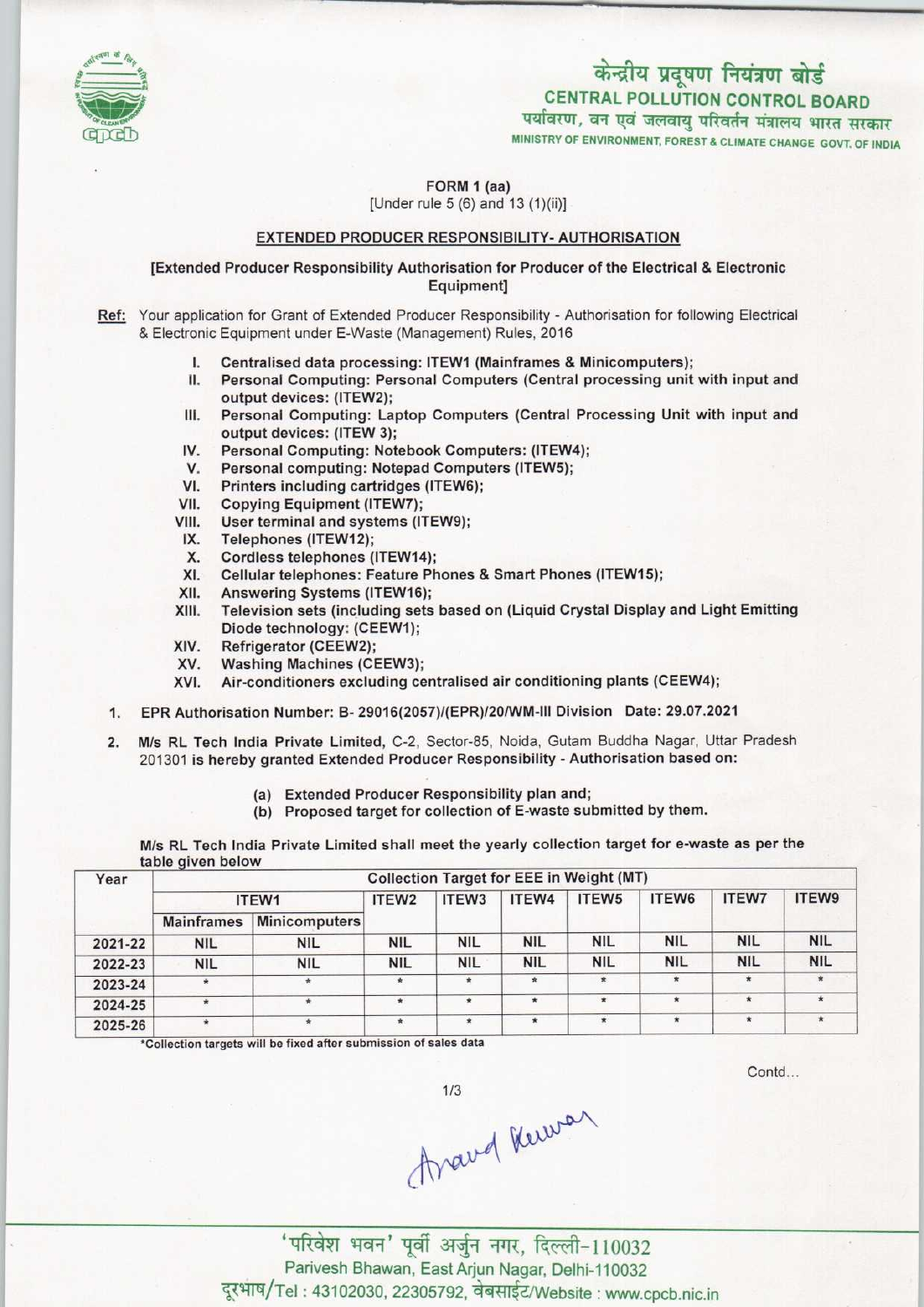केन्द्रीय प्रदूषण नियंत्रण बोर्ड
CENTRAL POLLUTION CONTROL BOARD
पर्यावरण, वन एवं जलवायु परिवर्तन मंत्रालय भारत सरकार
MINISTRY OF ENVIRONMENT, FOREST & CLIMATE CHANGE GOVT. OF INDIA

FORM 1 (aa)
[Under rule 5 (6) and 13 (1)(ii)]

## EXTENDED PRODUCER RESPONSIBILITY- AUTHORISATION

**[Extended Producer Responsibility Authorisation for Producer of the Electrical & Electronic Equipment]**

**Ref:** Your application for Grant of Extended Producer Responsibility - Authorisation for following Electrical & Electronic Equipment under E-Waste (Management) Rules, 2016

I. Centralised data processing: ITEW1 (Mainframes & Minicomputers);
II. Personal Computing: Personal Computers (Central processing unit with input and output devices: (ITEW2);
III. Personal Computing: Laptop Computers (Central Processing Unit with input and output devices: (ITEW 3);
IV. Personal Computing: Notebook Computers: (ITEW4);
V. Personal computing: Notepad Computers (ITEW5);
VI. Printers including cartridges (ITEW6);
VII. Copying Equipment (ITEW7);
VIII. User terminal and systems (ITEW9);
IX. Telephones (ITEW12);
X. Cordless telephones (ITEW14);
XI. Cellular telephones: Feature Phones & Smart Phones (ITEW15);
XII. Answering Systems (ITEW16);
XIII. Television sets (including sets based on (Liquid Crystal Display and Light Emitting Diode technology: (CEEW1);
XIV. Refrigerator (CEEW2);
XV. Washing Machines (CEEW3);
XVI. Air-conditioners excluding centralised air conditioning plants (CEEW4);

1. EPR Authorisation Number: B- 29016(2057)/(EPR)/20/WM-III Division Date: 29.07.2021

2. M/s RL Tech India Private Limited, C-2, Sector-85, Noida, Gutam Buddha Nagar, Uttar Pradesh 201301 is hereby granted Extended Producer Responsibility - Authorisation based on:

   (a) Extended Producer Responsibility plan and;
   (b) Proposed target for collection of E-waste submitted by them.

M/s RL Tech India Private Limited shall meet the yearly collection target for e-waste as per the table given below

| Year | Collection Target for EEE in Weight (MT) | | | | | | | | |
|---|---|---|---|---|---|---|---|---|---|
| | ITEW1 | | ITEW2 | ITEW3 | ITEW4 | ITEW5 | ITEW6 | ITEW7 | ITEW9 |
| | Mainframes | Minicomputers | | | | | | | |
| 2021-22 | NIL | NIL | NIL | NIL | NIL | NIL | NIL | NIL | NIL |
| 2022-23 | NIL | NIL | NIL | NIL | NIL | NIL | NIL | NIL | NIL |
| 2023-24 | * | * | * | * | * | * | * | * | * |
| 2024-25 | * | * | * | * | * | * | * | * | * |
| 2025-26 | * | * | * | * | * | * | * | * | * |

*Collection targets will be fixed after submission of sales data

Contd...

'परिवेश भवन' पूर्वी अर्जुन नगर, दिल्ली-110032
Parivesh Bhawan, East Arjun Nagar, Delhi-110032
दूरभाष/Tel : 43102030, 22305792, वेबसाईट/Website : www.cpcb.nic.in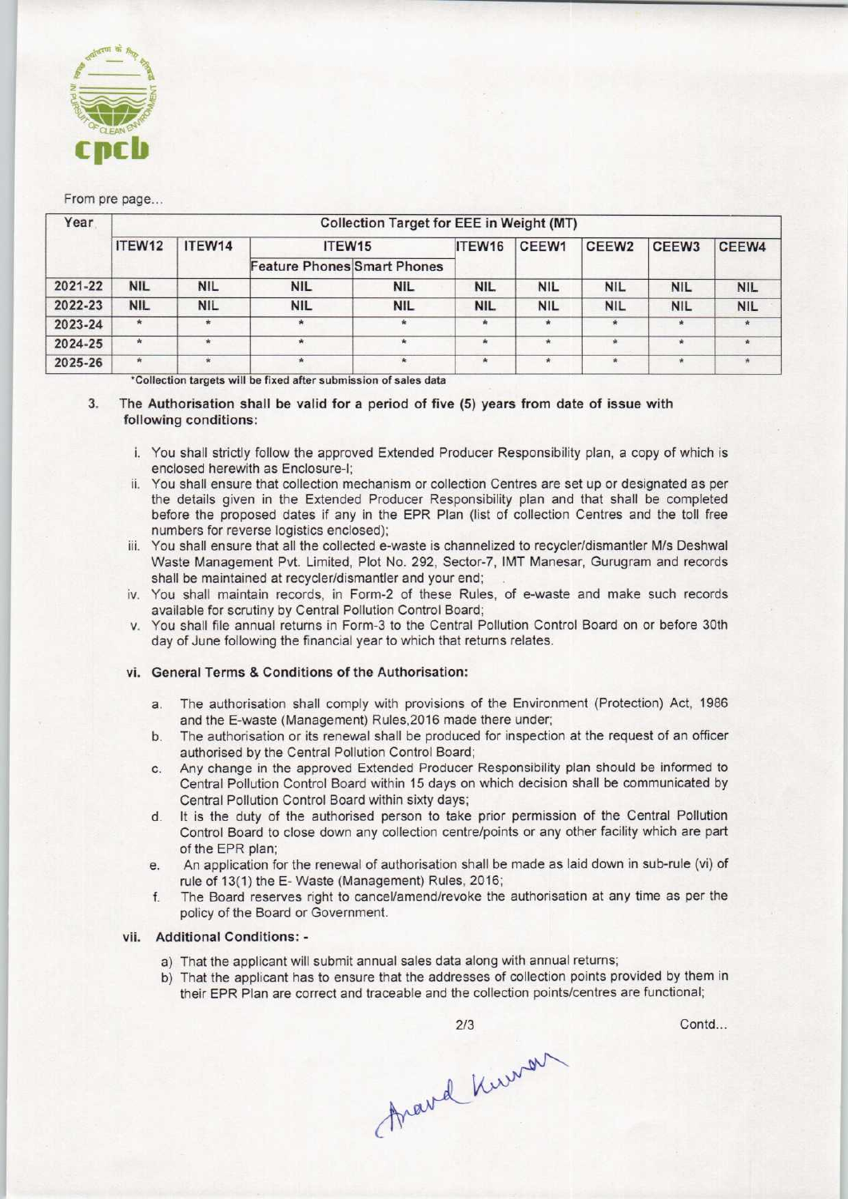From pre page...

| Year | Collection Target for EEE in Weight (MT) | | | | | | | | |
|---|---|---|---|---|---|---|---|---|---|
| | ITEW12 | ITEW14 | ITEW15 | | ITEW16 | CEEW1 | CEEW2 | CEEW3 | CEEW4 |
| | | | Feature Phones | Smart Phones | | | | | |
| 2021-22 | NIL | NIL | NIL | NIL | NIL | NIL | NIL | NIL | NIL |
| 2022-23 | NIL | NIL | NIL | NIL | NIL | NIL | NIL | NIL | NIL |
| 2023-24 | * | * | * | * | * | * | * | * | * |
| 2024-25 | * | * | * | * | * | * | * | * | * |
| 2025-26 | * | * | * | * | * | * | * | * | * |

*Collection targets will be fixed after submission of sales data

3. The Authorisation shall be valid for a period of five (5) years from date of issue with following conditions:

   i. You shall strictly follow the approved Extended Producer Responsibility plan, a copy of which is enclosed herewith as Enclosure-I;

   ii. You shall ensure that collection mechanism or collection Centres are set up or designated as per the details given in the Extended Producer Responsibility plan and that shall be completed before the proposed dates if any in the EPR Plan (list of collection Centres and the toll free numbers for reverse logistics enclosed);

   iii. You shall ensure that all the collected e-waste is channelized to recycler/dismantler M/s Deshwal Waste Management Pvt. Limited, Plot No. 292, Sector-7, IMT Manesar, Gurugram and records shall be maintained at recycler/dismantler and your end;

   iv. You shall maintain records, in Form-2 of these Rules, of e-waste and make such records available for scrutiny by Central Pollution Control Board;

   v. You shall file annual returns in Form-3 to the Central Pollution Control Board on or before 30th day of June following the financial year to which that returns relates.

   **vi. General Terms & Conditions of the Authorisation:**

   a. The authorisation shall comply with provisions of the Environment (Protection) Act, 1986 and the E-waste (Management) Rules,2016 made there under;

   b. The authorisation or its renewal shall be produced for inspection at the request of an officer authorised by the Central Pollution Control Board;

   c. Any change in the approved Extended Producer Responsibility plan should be informed to Central Pollution Control Board within 15 days on which decision shall be communicated by Central Pollution Control Board within sixty days;

   d. It is the duty of the authorised person to take prior permission of the Central Pollution Control Board to close down any collection centre/points or any other facility which are part of the EPR plan;

   e. An application for the renewal of authorisation shall be made as laid down in sub-rule (vi) of rule of 13(1) the E- Waste (Management) Rules, 2016;

   f. The Board reserves right to cancel/amend/revoke the authorisation at any time as per the policy of the Board or Government.

   **vii. Additional Conditions: -**

   a) That the applicant will submit annual sales data along with annual returns;

   b) That the applicant has to ensure that the addresses of collection points provided by them in their EPR Plan are correct and traceable and the collection points/centres are functional;

Contd...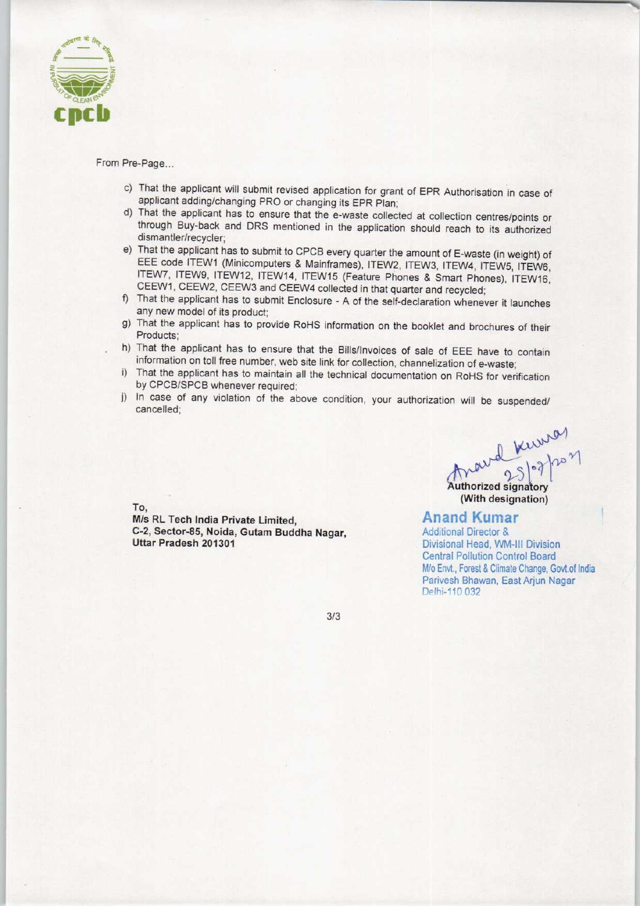From Pre-Page...

c) That the applicant will submit revised application for grant of EPR Authorisation in case of applicant adding/changing PRO or changing its EPR Plan;
d) That the applicant has to ensure that the e-waste collected at collection centres/points or through Buy-back and DRS mentioned in the application should reach to its authorized dismantler/recycler;
e) That the applicant has to submit to CPCB every quarter the amount of E-waste (in weight) of EEE code ITEW1 (Minicomputers & Mainframes), ITEW2, ITEW3, ITEW4, ITEW5, ITEW6, ITEW7, ITEW9, ITEW12, ITEW14, ITEW15 (Feature Phones & Smart Phones), ITEW16, CEEW1, CEEW2, CEEW3 and CEEW4 collected in that quarter and recycled;
f) That the applicant has to submit Enclosure - A of the self-declaration whenever it launches any new model of its product;
g) That the applicant has to provide RoHS information on the booklet and brochures of their Products;
h) That the applicant has to ensure that the Bills/Invoices of sale of EEE have to contain information on toll free number, web site link for collection, channelization of e-waste;
i) That the applicant has to maintain all the technical documentation on RoHS for verification by CPCB/SPCB whenever required;
j) In case of any violation of the above condition, your authorization will be suspended/ cancelled;

Anand Kumar 25/07/2021

Authorized signatory
(With designation)

**Anand Kumar**
Additional Director &
Divisional Head, WM-III Division
Central Pollution Control Board
M/o Envt., Forest & Climate Change, Govt.of India
Parivesh Bhawan, East Arjun Nagar
Delhi-110 032

To,
**M/s RL Tech India Private Limited,**
**C-2, Sector-85, Noida, Gutam Buddha Nagar,**
**Uttar Pradesh 201301**